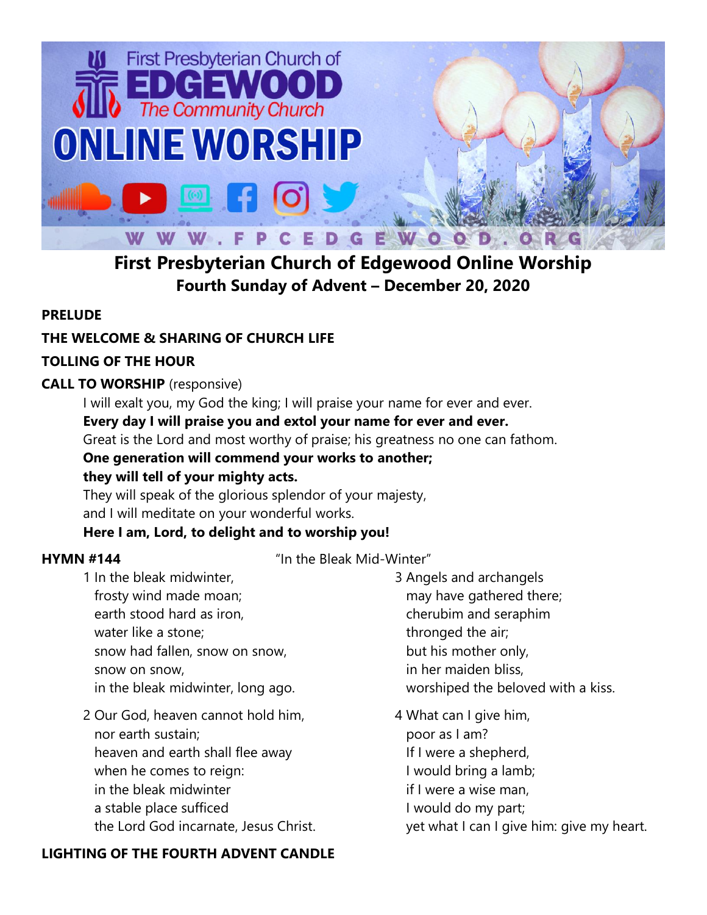# First Presbyterian Church of Edgewood Online Worship

## Fourth Sunday of Advent – December 20, 2020

**PRELUDE**

**THE WELCOME & SHARING OF CHURCH LIFE**

**TOLLING OF THE HOUR**

**CALL TO WORSHIP** (responsive)

I will exalt you, my God the king; I will praise your name for ever and ever.
**Every day I will praise you and extol your name for ever and ever.**
Great is the Lord and most worthy of praise; his greatness no one can fathom.
**One generation will commend your works to another;**
**they will tell of your mighty acts.**
They will speak of the glorious splendor of your majesty,
and I will meditate on your wonderful works.
**Here I am, Lord, to delight and to worship you!**

**HYMN #144** "In the Bleak Mid-Winter"

1 In the bleak midwinter,
frosty wind made moan;
earth stood hard as iron,
water like a stone;
snow had fallen, snow on snow,
snow on snow,
in the bleak midwinter, long ago.

2 Our God, heaven cannot hold him,
nor earth sustain;
heaven and earth shall flee away
when he comes to reign:
in the bleak midwinter
a stable place sufficed
the Lord God incarnate, Jesus Christ.

3 Angels and archangels
may have gathered there;
cherubim and seraphim
thronged the air;
but his mother only,
in her maiden bliss,
worshiped the beloved with a kiss.

4 What can I give him,
poor as I am?
If I were a shepherd,
I would bring a lamb;
if I were a wise man,
I would do my part;
yet what I can I give him: give my heart.

**LIGHTING OF THE FOURTH ADVENT CANDLE**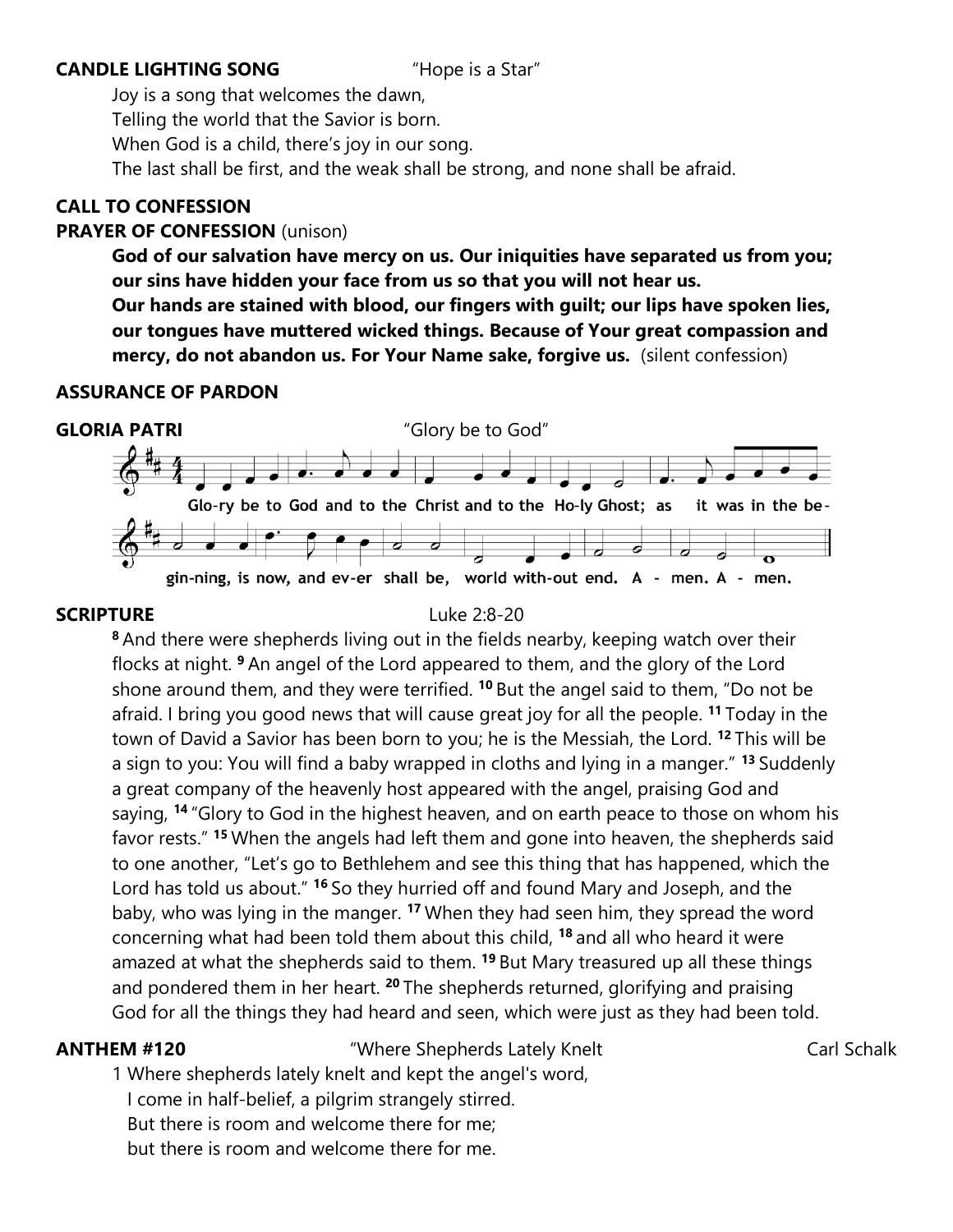**CANDLE LIGHTING SONG** "Hope is a Star"

Joy is a song that welcomes the dawn,
Telling the world that the Savior is born.
When God is a child, there's joy in our song.
The last shall be first, and the weak shall be strong, and none shall be afraid.

**CALL TO CONFESSION**

**PRAYER OF CONFESSION** (unison)

**God of our salvation have mercy on us. Our iniquities have separated us from you; our sins have hidden your face from us so that you will not hear us.**
**Our hands are stained with blood, our fingers with guilt; our lips have spoken lies, our tongues have muttered wicked things. Because of Your great compassion and mercy, do not abandon us. For Your Name sake, forgive us.** (silent confession)

**ASSURANCE OF PARDON**

**GLORIA PATRI** "Glory be to God"

Glo-ry be to God and to the Christ and to the Ho-ly Ghost; as it was in the be-gin-ning, is now, and ev-er shall be, world with-out end. A - men. A - men.

**SCRIPTURE** Luke 2:8-20

[8] And there were shepherds living out in the fields nearby, keeping watch over their flocks at night. [9] An angel of the Lord appeared to them, and the glory of the Lord shone around them, and they were terrified. [10] But the angel said to them, "Do not be afraid. I bring you good news that will cause great joy for all the people. [11] Today in the town of David a Savior has been born to you; he is the Messiah, the Lord. [12] This will be a sign to you: You will find a baby wrapped in cloths and lying in a manger." [13] Suddenly a great company of the heavenly host appeared with the angel, praising God and saying, [14] "Glory to God in the highest heaven, and on earth peace to those on whom his favor rests." [15] When the angels had left them and gone into heaven, the shepherds said to one another, "Let's go to Bethlehem and see this thing that has happened, which the Lord has told us about." [16] So they hurried off and found Mary and Joseph, and the baby, who was lying in the manger. [17] When they had seen him, they spread the word concerning what had been told them about this child, [18] and all who heard it were amazed at what the shepherds said to them. [19] But Mary treasured up all these things and pondered them in her heart. [20] The shepherds returned, glorifying and praising God for all the things they had heard and seen, which were just as they had been told.

**ANTHEM #120** "Where Shepherds Lately Knelt Carl Schalk

1 Where shepherds lately knelt and kept the angel's word,
I come in half-belief, a pilgrim strangely stirred.
But there is room and welcome there for me;
but there is room and welcome there for me.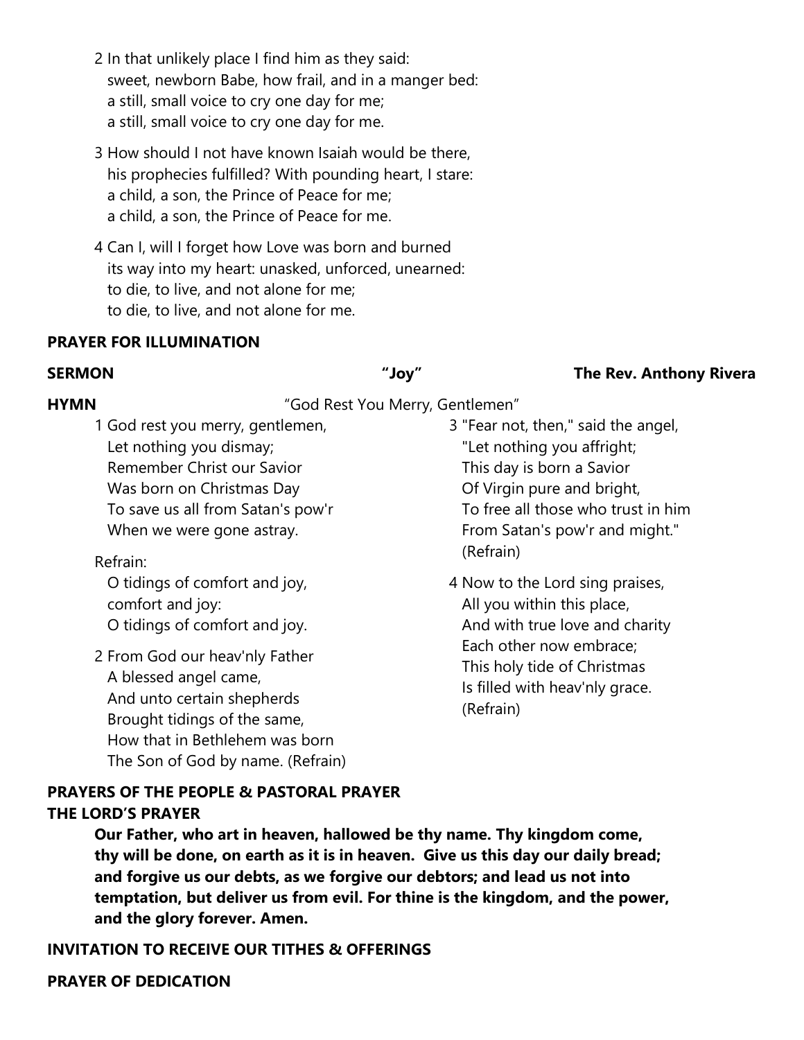2 In that unlikely place I find him as they said:  
sweet, newborn Babe, how frail, and in a manger bed:  
a still, small voice to cry one day for me;  
a still, small voice to cry one day for me.

3 How should I not have known Isaiah would be there,  
his prophecies fulfilled? With pounding heart, I stare:  
a child, a son, the Prince of Peace for me;  
a child, a son, the Prince of Peace for me.

4 Can I, will I forget how Love was born and burned  
its way into my heart: unasked, unforced, unearned:  
to die, to live, and not alone for me;  
to die, to live, and not alone for me.

**PRAYER FOR ILLUMINATION**

**SERMON** **"Joy"** **The Rev. Anthony Rivera**

**HYMN** "God Rest You Merry, Gentlemen"

1 God rest you merry, gentlemen,  
Let nothing you dismay;  
Remember Christ our Savior  
Was born on Christmas Day  
To save us all from Satan's pow'r  
When we were gone astray.

Refrain:  
O tidings of comfort and joy,  
comfort and joy:  
O tidings of comfort and joy.

2 From God our heav'nly Father  
A blessed angel came,  
And unto certain shepherds  
Brought tidings of the same,  
How that in Bethlehem was born  
The Son of God by name. (Refrain)

3 "Fear not, then," said the angel,  
"Let nothing you affright;  
This day is born a Savior  
Of Virgin pure and bright,  
To free all those who trust in him  
From Satan's pow'r and might."  
(Refrain)

4 Now to the Lord sing praises,  
All you within this place,  
And with true love and charity  
Each other now embrace;  
This holy tide of Christmas  
Is filled with heav'nly grace.  
(Refrain)

**PRAYERS OF THE PEOPLE & PASTORAL PRAYER**

**THE LORD'S PRAYER**

**Our Father, who art in heaven, hallowed be thy name. Thy kingdom come, thy will be done, on earth as it is in heaven. Give us this day our daily bread; and forgive us our debts, as we forgive our debtors; and lead us not into temptation, but deliver us from evil. For thine is the kingdom, and the power, and the glory forever. Amen.**

**INVITATION TO RECEIVE OUR TITHES & OFFERINGS**

**PRAYER OF DEDICATION**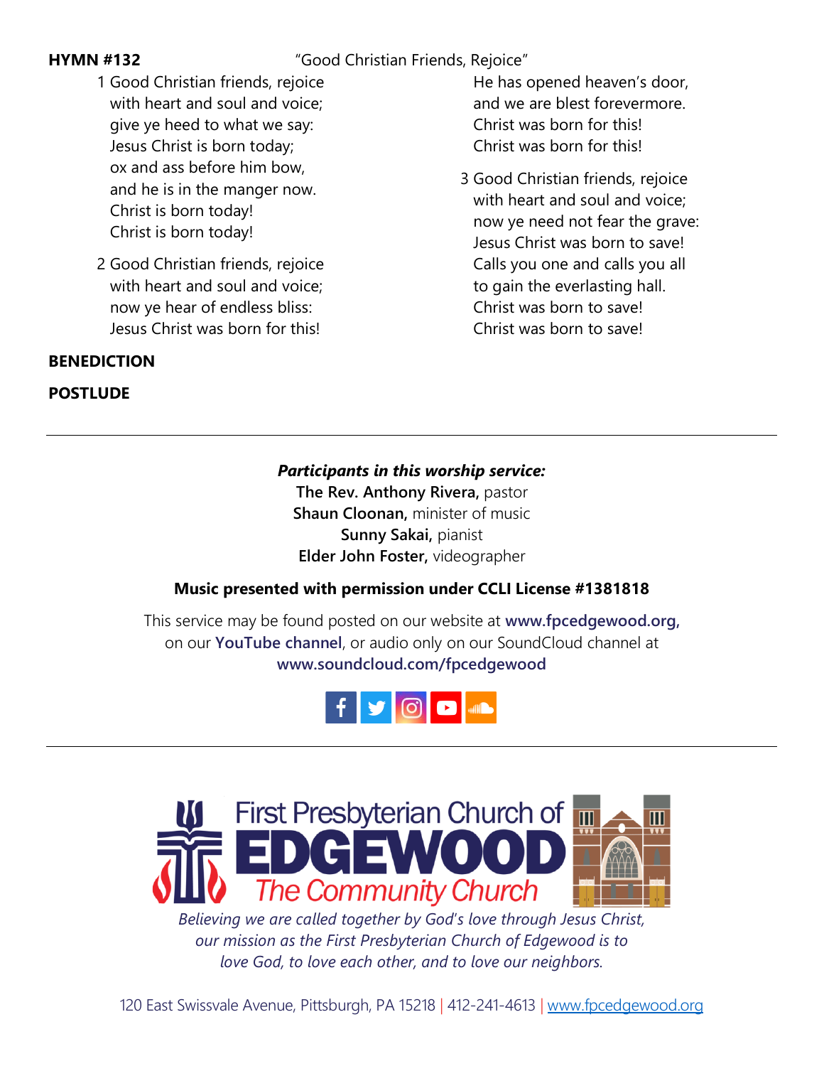**HYMN #132** "Good Christian Friends, Rejoice"

1 Good Christian friends, rejoice
with heart and soul and voice;
give ye heed to what we say:
Jesus Christ is born today;
ox and ass before him bow,
and he is in the manger now.
Christ is born today!
Christ is born today!

2 Good Christian friends, rejoice
with heart and soul and voice;
now ye hear of endless bliss:
Jesus Christ was born for this!
He has opened heaven's door,
and we are blest forevermore.
Christ was born for this!
Christ was born for this!

3 Good Christian friends, rejoice
with heart and soul and voice;
now ye need not fear the grave:
Jesus Christ was born to save!
Calls you one and calls you all
to gain the everlasting hall.
Christ was born to save!
Christ was born to save!

**BENEDICTION**

**POSTLUDE**

---

***Participants in this worship service:***

**The Rev. Anthony Rivera,** pastor
**Shaun Cloonan,** minister of music
**Sunny Sakai,** pianist
**Elder John Foster,** videographer

**Music presented with permission under CCLI License #1381818**

This service may be found posted on our website at **www.fpcedgewood.org,** on our **YouTube channel**, or audio only on our SoundCloud channel at **www.soundcloud.com/fpcedgewood**

---

First Presbyterian Church of EDGEWOOD
*The Community Church*

*Believing we are called together by God's love through Jesus Christ, our mission as the First Presbyterian Church of Edgewood is to love God, to love each other, and to love our neighbors.*

120 East Swissvale Avenue, Pittsburgh, PA 15218 | 412-241-4613 | www.fpcedgewood.org